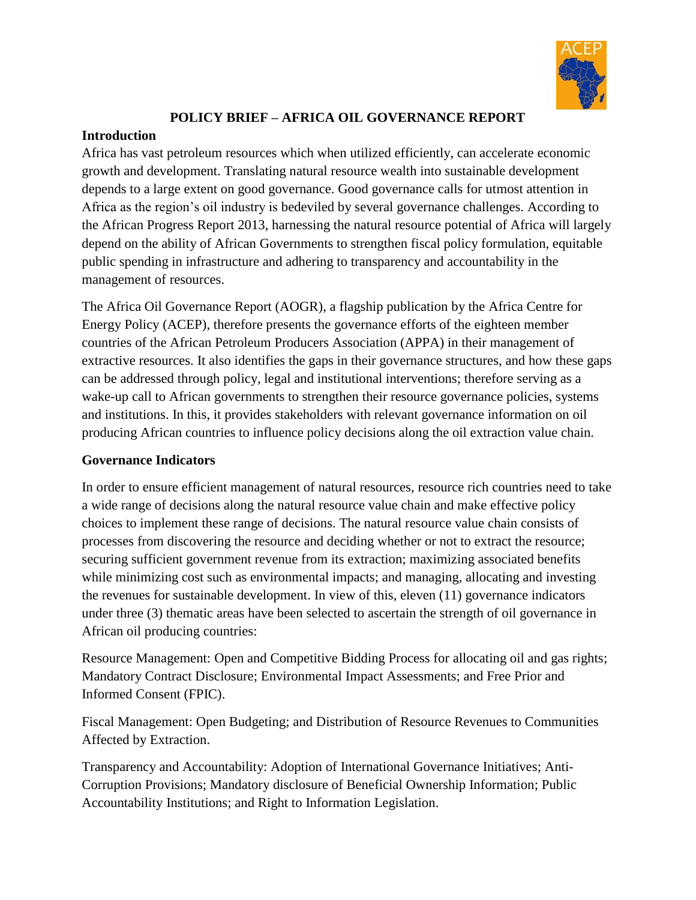# POLICY BRIEF – AFRICA OIL GOVERNANCE REPORT

## Introduction

Africa has vast petroleum resources which when utilized efficiently, can accelerate economic growth and development. Translating natural resource wealth into sustainable development depends to a large extent on good governance. Good governance calls for utmost attention in Africa as the region's oil industry is bedeviled by several governance challenges. According to the African Progress Report 2013, harnessing the natural resource potential of Africa will largely depend on the ability of African Governments to strengthen fiscal policy formulation, equitable public spending in infrastructure and adhering to transparency and accountability in the management of resources.

The Africa Oil Governance Report (AOGR), a flagship publication by the Africa Centre for Energy Policy (ACEP), therefore presents the governance efforts of the eighteen member countries of the African Petroleum Producers Association (APPA) in their management of extractive resources. It also identifies the gaps in their governance structures, and how these gaps can be addressed through policy, legal and institutional interventions; therefore serving as a wake-up call to African governments to strengthen their resource governance policies, systems and institutions. In this, it provides stakeholders with relevant governance information on oil producing African countries to influence policy decisions along the oil extraction value chain.

## Governance Indicators

In order to ensure efficient management of natural resources, resource rich countries need to take a wide range of decisions along the natural resource value chain and make effective policy choices to implement these range of decisions. The natural resource value chain consists of processes from discovering the resource and deciding whether or not to extract the resource; securing sufficient government revenue from its extraction; maximizing associated benefits while minimizing cost such as environmental impacts; and managing, allocating and investing the revenues for sustainable development. In view of this, eleven (11) governance indicators under three (3) thematic areas have been selected to ascertain the strength of oil governance in African oil producing countries:

Resource Management: Open and Competitive Bidding Process for allocating oil and gas rights; Mandatory Contract Disclosure; Environmental Impact Assessments; and Free Prior and Informed Consent (FPIC).

Fiscal Management: Open Budgeting; and Distribution of Resource Revenues to Communities Affected by Extraction.

Transparency and Accountability: Adoption of International Governance Initiatives; Anti-Corruption Provisions; Mandatory disclosure of Beneficial Ownership Information; Public Accountability Institutions; and Right to Information Legislation.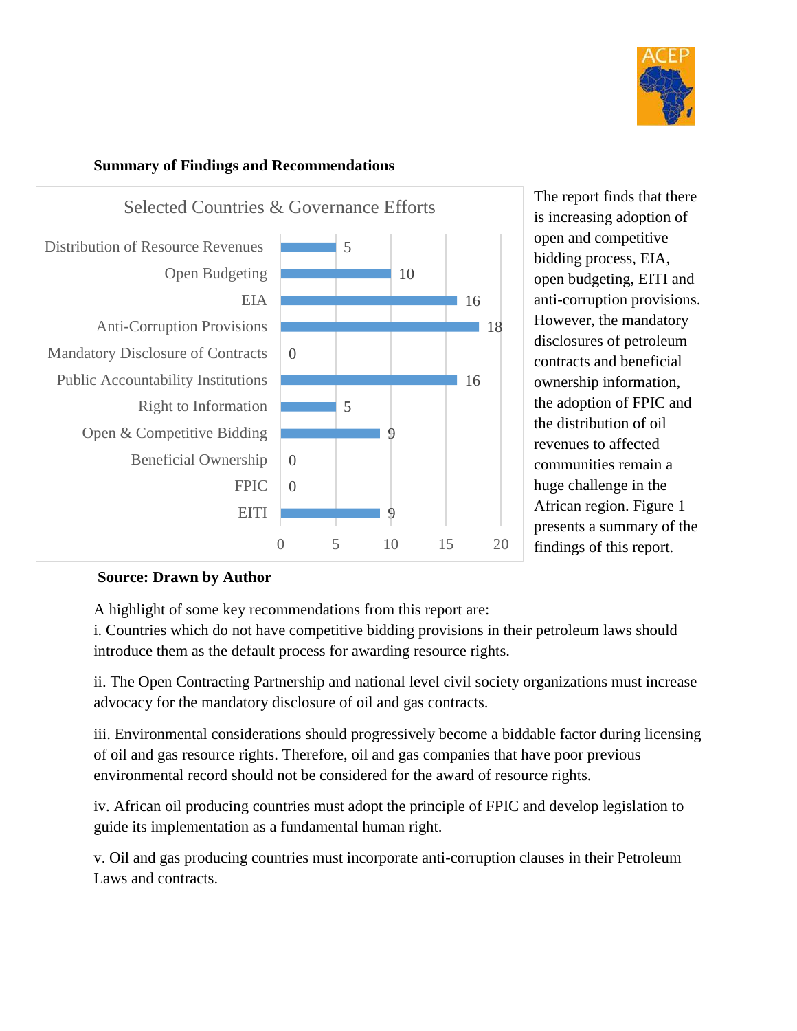**Summary of Findings and Recommendations**

**Selected Countries & Governance Efforts**

| Governance Effort | Number of Countries |
|---|---|
| Distribution of Resource Revenues | 5 |
| Open Budgeting | 10 |
| EIA | 16 |
| Anti-Corruption Provisions | 18 |
| Mandatory Disclosure of Contracts | 0 |
| Public Accountability Institutions | 16 |
| Right to Information | 5 |
| Open & Competitive Bidding | 9 |
| Beneficial Ownership | 0 |
| FPIC | 0 |
| EITI | 9 |

**Source: Drawn by Author**

The report finds that there is increasing adoption of open and competitive bidding process, EIA, open budgeting, EITI and anti-corruption provisions. However, the mandatory disclosures of petroleum contracts and beneficial ownership information, the adoption of FPIC and the distribution of oil revenues to affected communities remain a huge challenge in the African region. Figure 1 presents a summary of the findings of this report.

A highlight of some key recommendations from this report are:

i. Countries which do not have competitive bidding provisions in their petroleum laws should introduce them as the default process for awarding resource rights.

ii. The Open Contracting Partnership and national level civil society organizations must increase advocacy for the mandatory disclosure of oil and gas contracts.

iii. Environmental considerations should progressively become a biddable factor during licensing of oil and gas resource rights. Therefore, oil and gas companies that have poor previous environmental record should not be considered for the award of resource rights.

iv. African oil producing countries must adopt the principle of FPIC and develop legislation to guide its implementation as a fundamental human right.

v. Oil and gas producing countries must incorporate anti-corruption clauses in their Petroleum Laws and contracts.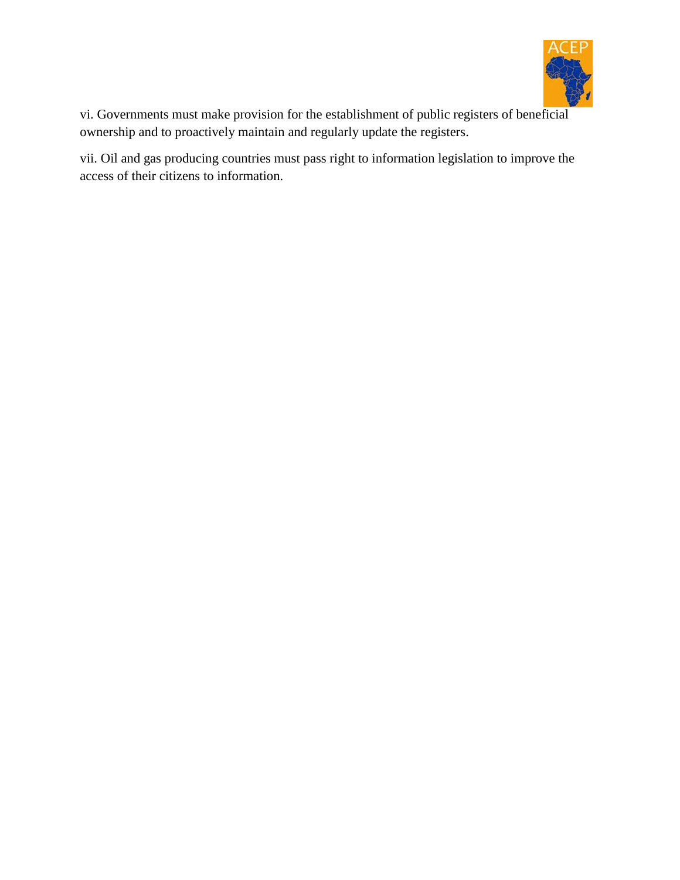vi. Governments must make provision for the establishment of public registers of beneficial ownership and to proactively maintain and regularly update the registers.

vii. Oil and gas producing countries must pass right to information legislation to improve the access of their citizens to information.